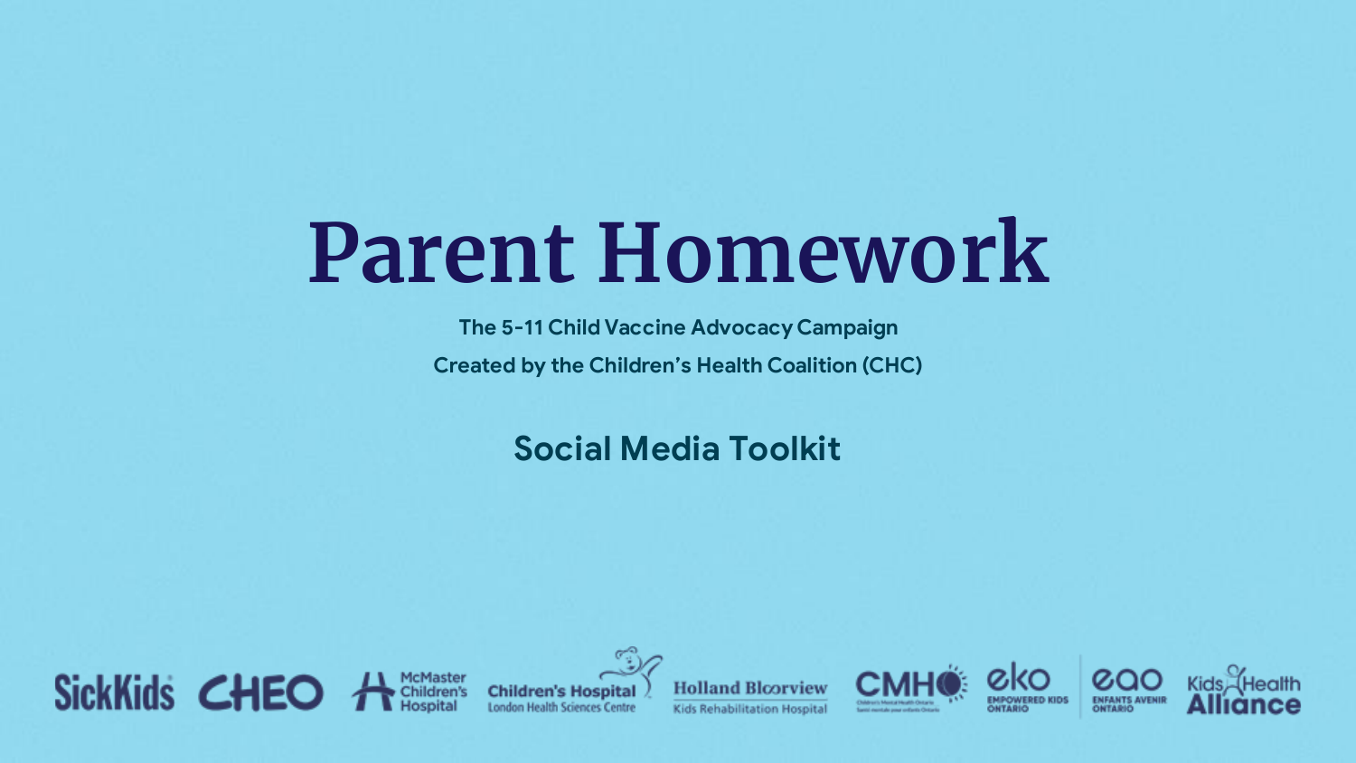# Parent Homework

**The 5-11 Child Vaccine Advocacy Campaign**

**Created by the Children's Health Coalition (CHC)**

## Social Media Toolkit

SickKids | CHEO | McMaster Children's Hospital | Children's Hospital London Health Sciences Centre | Holland Bloorview Kids Rehabilitation Hospital | CMHO | eko Empowered Kids Ontario | eao Enfants Avenir Ontario | Kids Health Alliance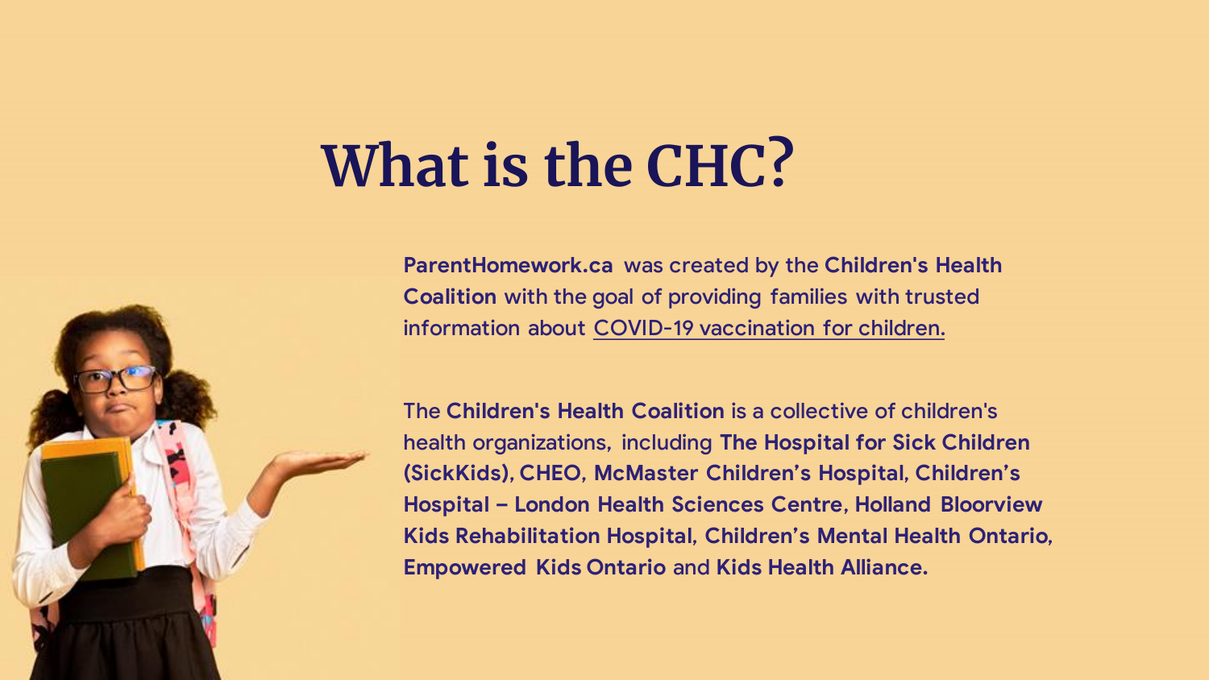# What is the CHC?

**ParentHomework.ca** was created by the **Children's Health Coalition** with the goal of providing families with trusted information about COVID-19 vaccination for children.

The **Children's Health Coalition** is a collective of children's health organizations, including **The Hospital for Sick Children (SickKids), CHEO, McMaster Children's Hospital, Children's Hospital – London Health Sciences Centre, Holland Bloorview Kids Rehabilitation Hospital, Children's Mental Health Ontario, Empowered Kids Ontario** and **Kids Health Alliance.**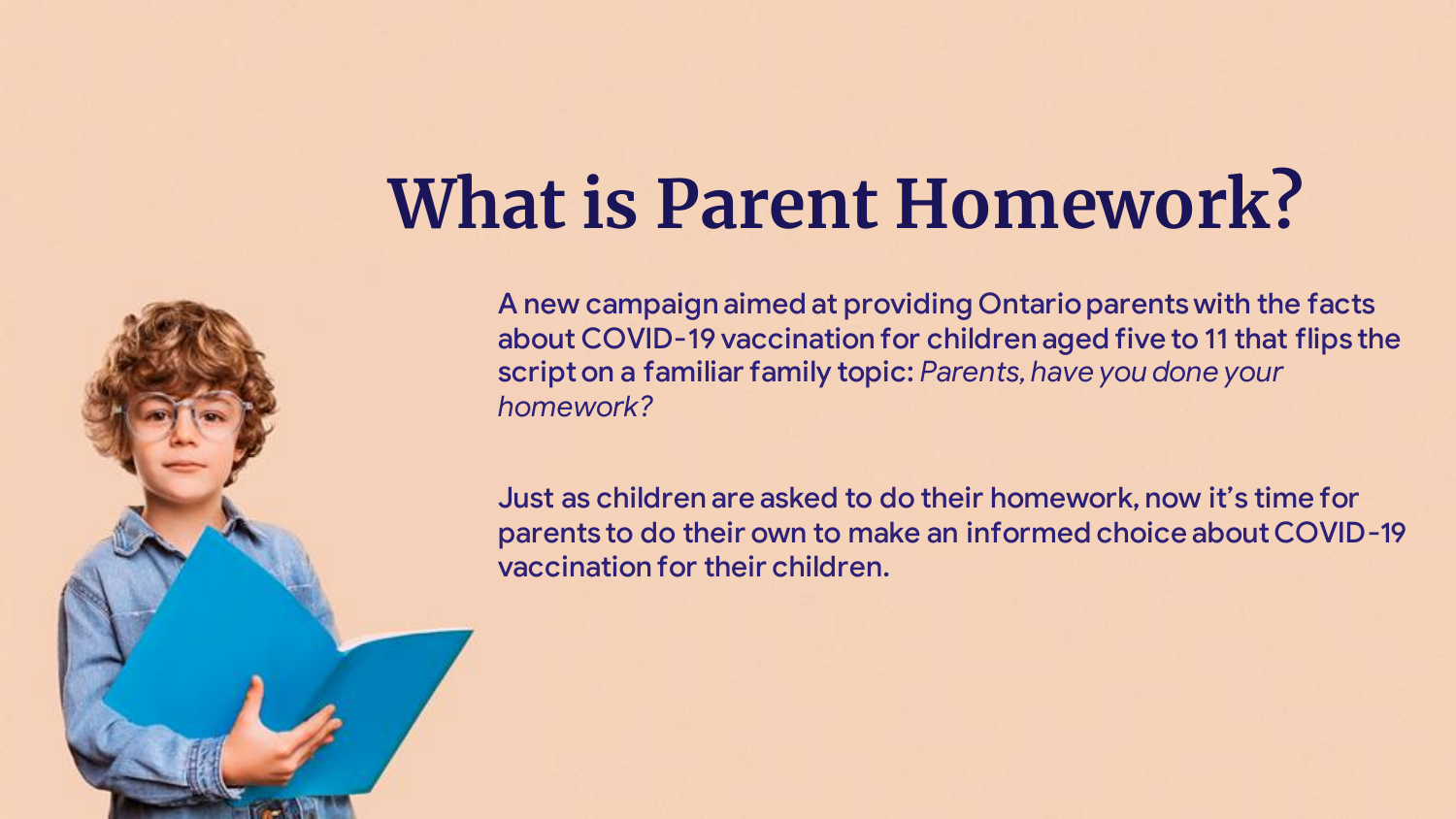# What is Parent Homework?

A new campaign aimed at providing Ontario parents with the facts about COVID-19 vaccination for children aged five to 11 that flips the script on a familiar family topic: *Parents, have you done your homework?*

Just as children are asked to do their homework, now it's time for parents to do their own to make an informed choice about COVID-19 vaccination for their children.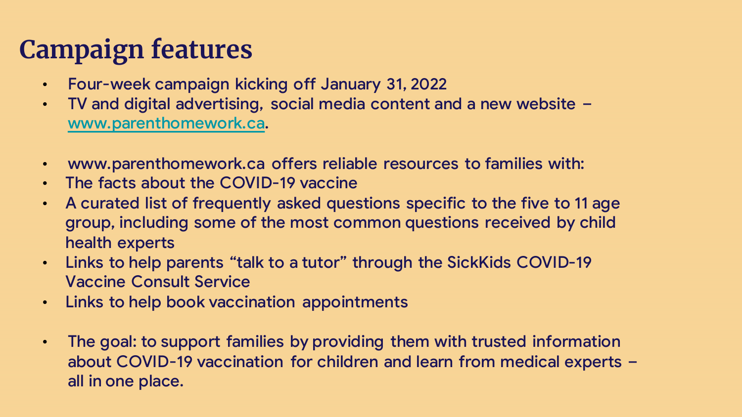# Campaign features

- Four-week campaign kicking off January 31, 2022
- TV and digital advertising, social media content and a new website – [www.parenthomework.ca](http://www.parenthomework.ca).

- www.parenthomework.ca offers reliable resources to families with:
- The facts about the COVID-19 vaccine
- A curated list of frequently asked questions specific to the five to 11 age group, including some of the most common questions received by child health experts
- Links to help parents "talk to a tutor" through the SickKids COVID-19 Vaccine Consult Service
- Links to help book vaccination appointments

- The goal: to support families by providing them with trusted information about COVID-19 vaccination for children and learn from medical experts – all in one place.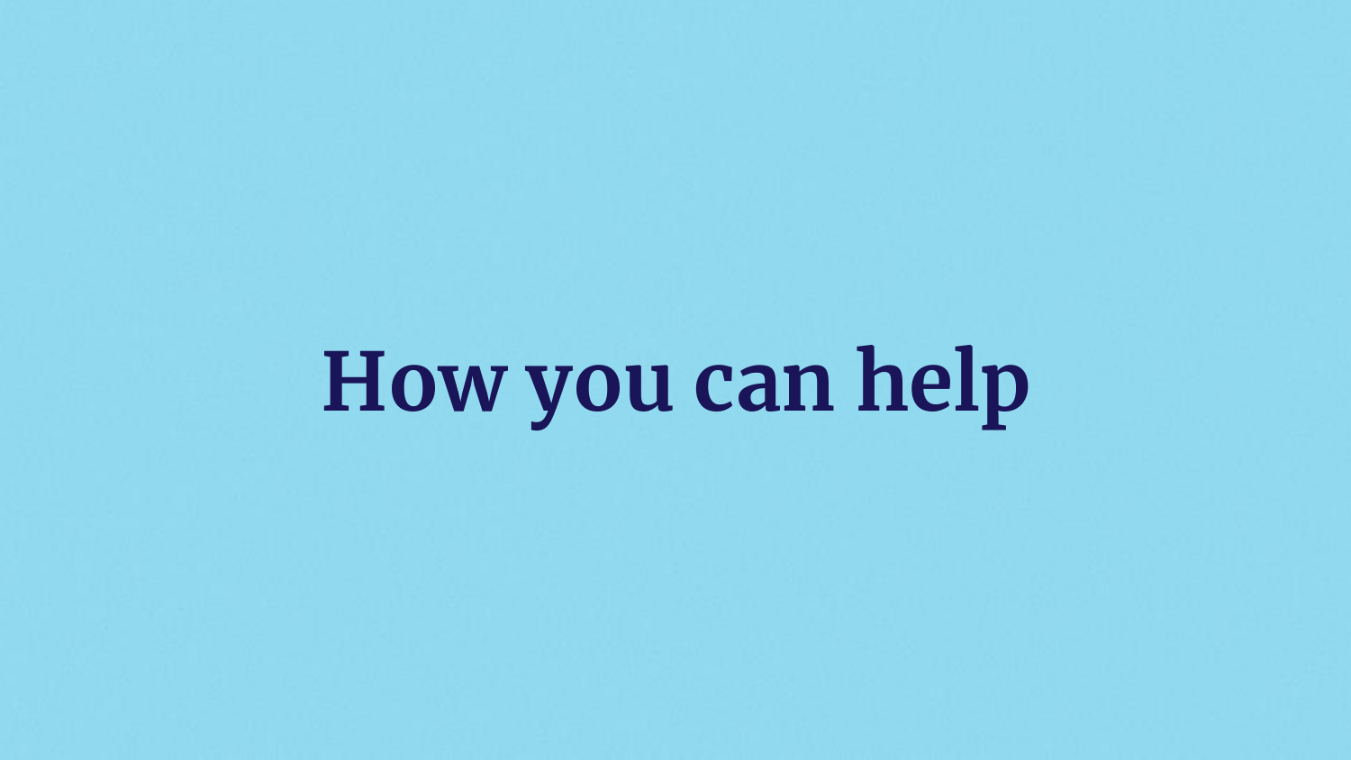# How you can help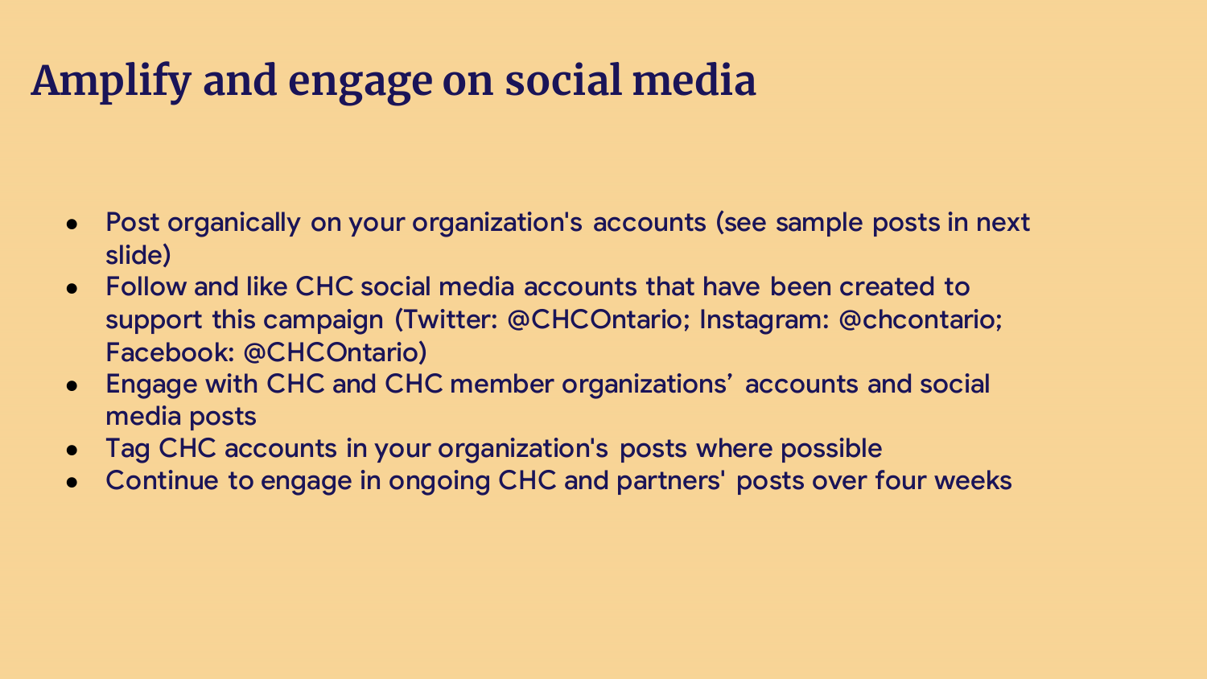# Amplify and engage on social media

- Post organically on your organization's accounts (see sample posts in next slide)
- Follow and like CHC social media accounts that have been created to support this campaign (Twitter: @CHCOntario; Instagram: @chcontario; Facebook: @CHCOntario)
- Engage with CHC and CHC member organizations' accounts and social media posts
- Tag CHC accounts in your organization's posts where possible
- Continue to engage in ongoing CHC and partners' posts over four weeks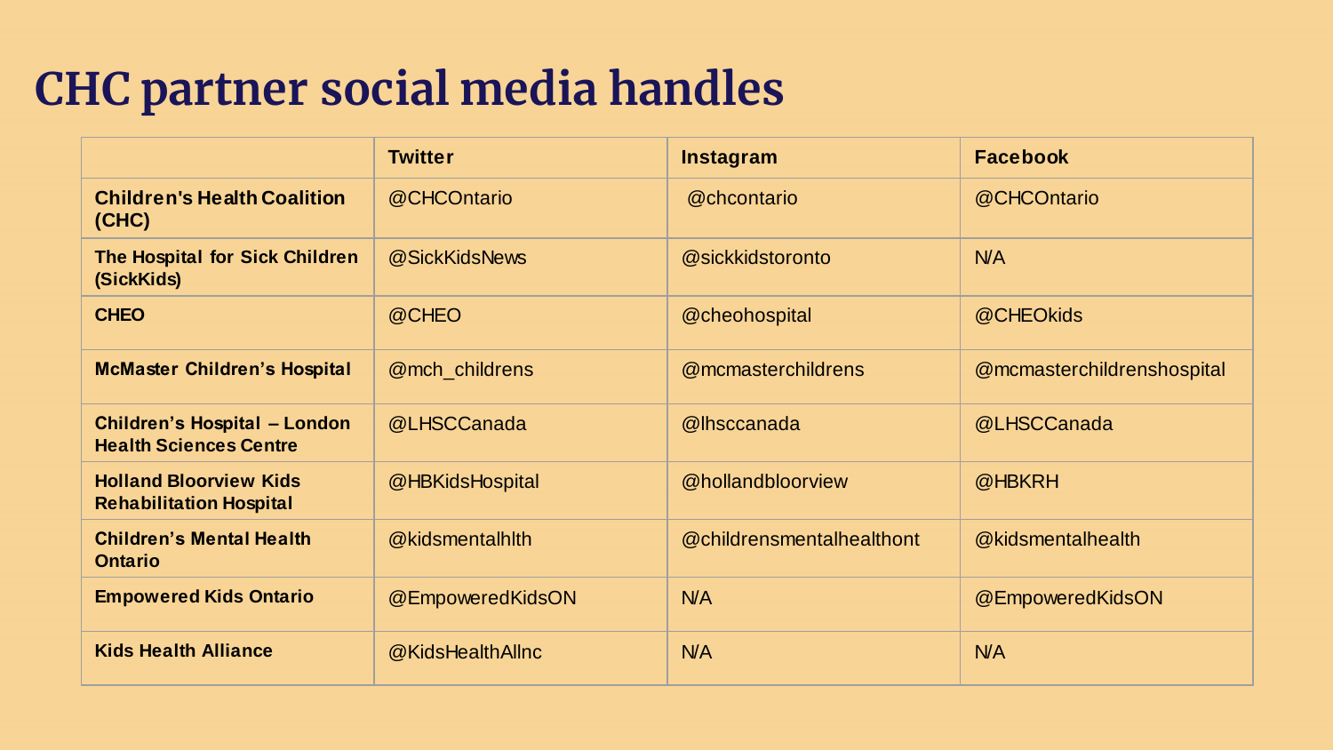# CHC partner social media handles

| | Twitter | Instagram | Facebook |
| --- | --- | --- | --- |
| **Children's Health Coalition (CHC)** | @CHCOntario | @chcontario | @CHCOntario |
| **The Hospital for Sick Children (SickKids)** | @SickKidsNews | @sickkidstoronto | N/A |
| **CHEO** | @CHEO | @cheohospital | @CHEOkids |
| **McMaster Children's Hospital** | @mch_childrens | @mcmasterchildrens | @mcmasterchildrenshospital |
| **Children's Hospital – London Health Sciences Centre** | @LHSCCanada | @lhsccanada | @LHSCCanada |
| **Holland Bloorview Kids Rehabilitation Hospital** | @HBKidsHospital | @hollandbloorview | @HBKRH |
| **Children's Mental Health Ontario** | @kidsmentalhlth | @childrensmentalhealthont | @kidsmentalhealth |
| **Empowered Kids Ontario** | @EmpoweredKidsON | N/A | @EmpoweredKidsON |
| **Kids Health Alliance** | @KidsHealthAllnc | N/A | N/A |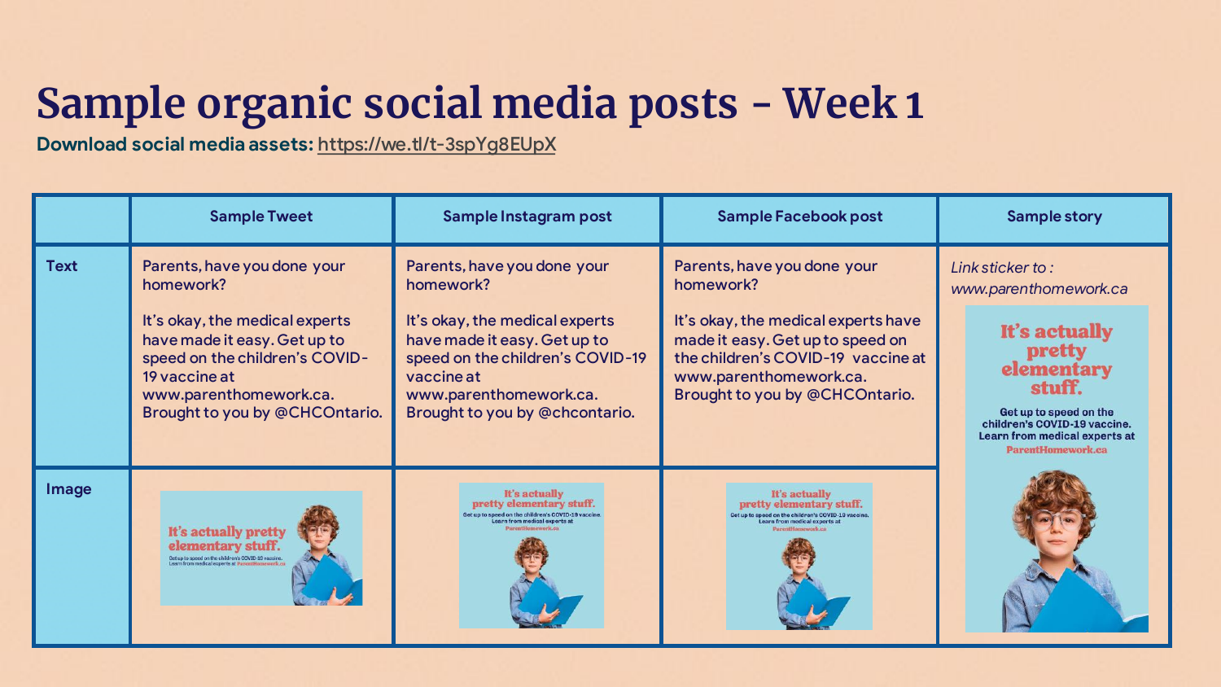# Sample organic social media posts - Week 1

**Download social media assets:** https://we.tl/t-3spYg8EUpX

| | Sample Tweet | Sample Instagram post | Sample Facebook post | Sample story |
|---|---|---|---|---|
| **Text** | Parents, have you done your homework?<br><br>It's okay, the medical experts have made it easy. Get up to speed on the children's COVID-19 vaccine at www.parenthomework.ca. Brought to you by @CHCOntario. | Parents, have you done your homework?<br><br>It's okay, the medical experts have made it easy. Get up to speed on the children's COVID-19 vaccine at www.parenthomework.ca. Brought to you by @chcontario. | Parents, have you done your homework?<br><br>It's okay, the medical experts have made it easy. Get up to speed on the children's COVID-19 vaccine at www.parenthomework.ca. Brought to you by @CHCOntario. | *Link sticker to : www.parenthomework.ca*<br><br>It's actually pretty elementary stuff.<br><br>Get up to speed on the children's COVID-19 vaccine. Learn from medical experts at ParentHomework.ca |
| **Image** | It's actually pretty elementary stuff.<br>Get up to speed on the children's COVID-19 vaccine. Learn from medical experts at ParentHomework.ca | It's actually pretty elementary stuff.<br>Get up to speed on the children's COVID-19 vaccine. Learn from medical experts at ParentHomework.ca | It's actually pretty elementary stuff.<br>Get up to speed on the children's COVID-19 vaccine. Learn from medical experts at ParentHomework.ca | |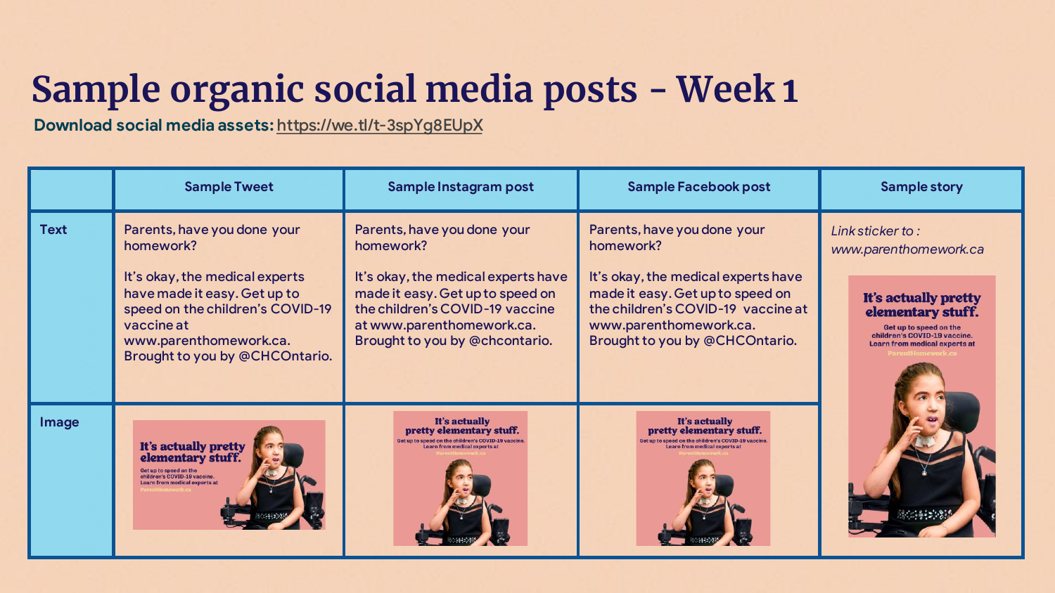# Sample organic social media posts - Week 1

**Download social media assets:** https://we.tl/t-3spYg8EUpX

| | Sample Tweet | Sample Instagram post | Sample Facebook post | Sample story |
|---|---|---|---|---|
| **Text** | Parents, have you done your homework? It's okay, the medical experts have made it easy. Get up to speed on the children's COVID-19 vaccine at www.parenthomework.ca. Brought to you by @CHCOntario. | Parents, have you done your homework? It's okay, the medical experts have made it easy. Get up to speed on the children's COVID-19 vaccine at www.parenthomework.ca. Brought to you by @chcontario. | Parents, have you done your homework? It's okay, the medical experts have made it easy. Get up to speed on the children's COVID-19 vaccine at www.parenthomework.ca. Brought to you by @CHCOntario. | *Link sticker to : www.parenthomework.ca* It's actually pretty elementary stuff. Get up to speed on the children's COVID-19 vaccine. Learn from medical experts at ParentHomework.ca |
| **Image** | It's actually pretty elementary stuff. Get up to speed on the children's COVID-19 vaccine. Learn from medical experts at ParentHomework.ca | It's actually pretty elementary stuff. Get up to speed on the children's COVID-19 vaccine. Learn from medical experts at ParentHomework.ca | It's actually pretty elementary stuff. Get up to speed on the children's COVID-19 vaccine. Learn from medical experts at ParentHomework.ca | |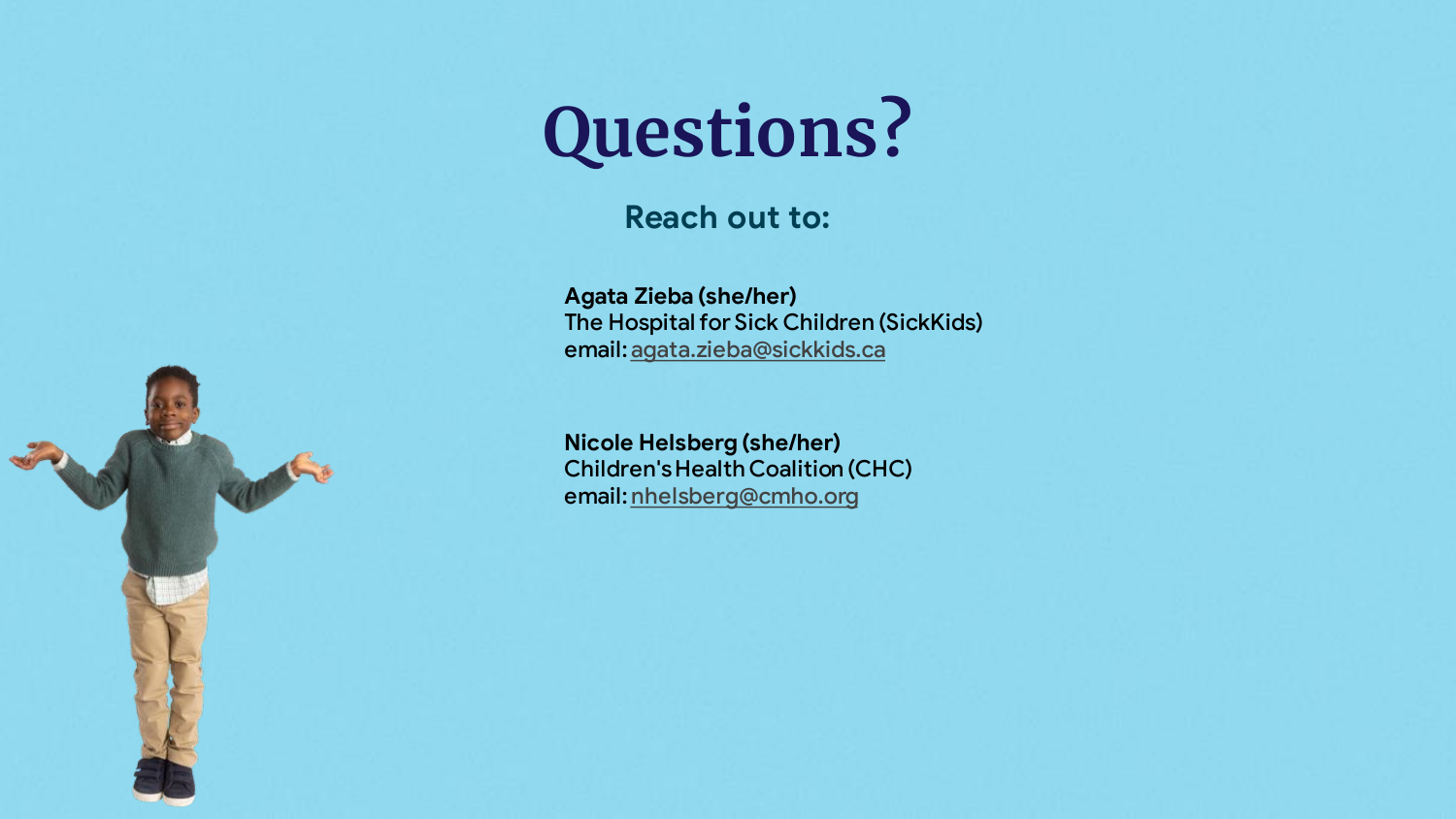# Questions?

## Reach out to:

**Agata Zieba (she/her)**
The Hospital for Sick Children (SickKids)
email: agata.zieba@sickkids.ca

**Nicole Helsberg (she/her)**
Children's Health Coalition (CHC)
email: nhelsberg@cmho.org